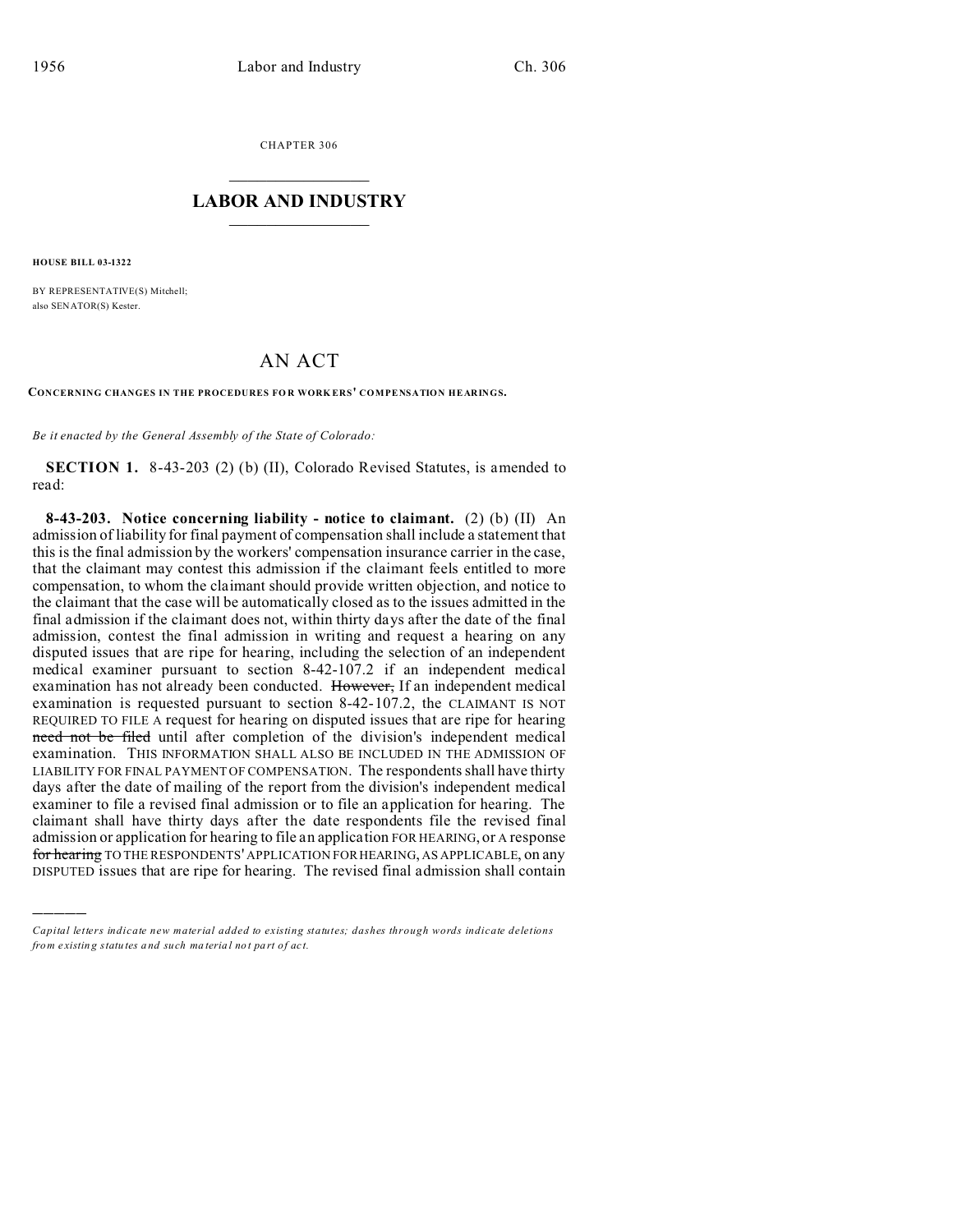CHAPTER 306

# LABOR AND INDUSTRY

**HOUSE BILL 03-1322**

BY REPRESENTATIVE(S) Mitchell;
also SENATOR(S) Kester.

# AN ACT

**CONCERNING CHANGES IN THE PROCEDURES FOR WORKERS' COMPENSATION HEARINGS.**

*Be it enacted by the General Assembly of the State of Colorado:*

**SECTION 1.** 8-43-203 (2) (b) (II), Colorado Revised Statutes, is amended to read:

**8-43-203. Notice concerning liability - notice to claimant.** (2) (b) (II) An admission of liability for final payment of compensation shall include a statement that this is the final admission by the workers' compensation insurance carrier in the case, that the claimant may contest this admission if the claimant feels entitled to more compensation, to whom the claimant should provide written objection, and notice to the claimant that the case will be automatically closed as to the issues admitted in the final admission if the claimant does not, within thirty days after the date of the final admission, contest the final admission in writing and request a hearing on any disputed issues that are ripe for hearing, including the selection of an independent medical examiner pursuant to section 8-42-107.2 if an independent medical examination has not already been conducted. ~~However,~~ If an independent medical examination is requested pursuant to section 8-42-107.2, the CLAIMANT IS NOT REQUIRED TO FILE A request for hearing on disputed issues that are ripe for hearing ~~need not be filed~~ until after completion of the division's independent medical examination. THIS INFORMATION SHALL ALSO BE INCLUDED IN THE ADMISSION OF LIABILITY FOR FINAL PAYMENT OF COMPENSATION. The respondents shall have thirty days after the date of mailing of the report from the division's independent medical examiner to file a revised final admission or to file an application for hearing. The claimant shall have thirty days after the date respondents file the revised final admission or application for hearing to file an application FOR HEARING, or A response ~~for hearing~~ TO THE RESPONDENTS' APPLICATION FOR HEARING, AS APPLICABLE, on any DISPUTED issues that are ripe for hearing. The revised final admission shall contain

*Capital letters indicate new material added to existing statutes; dashes through words indicate deletions from existing statutes and such material not part of act.*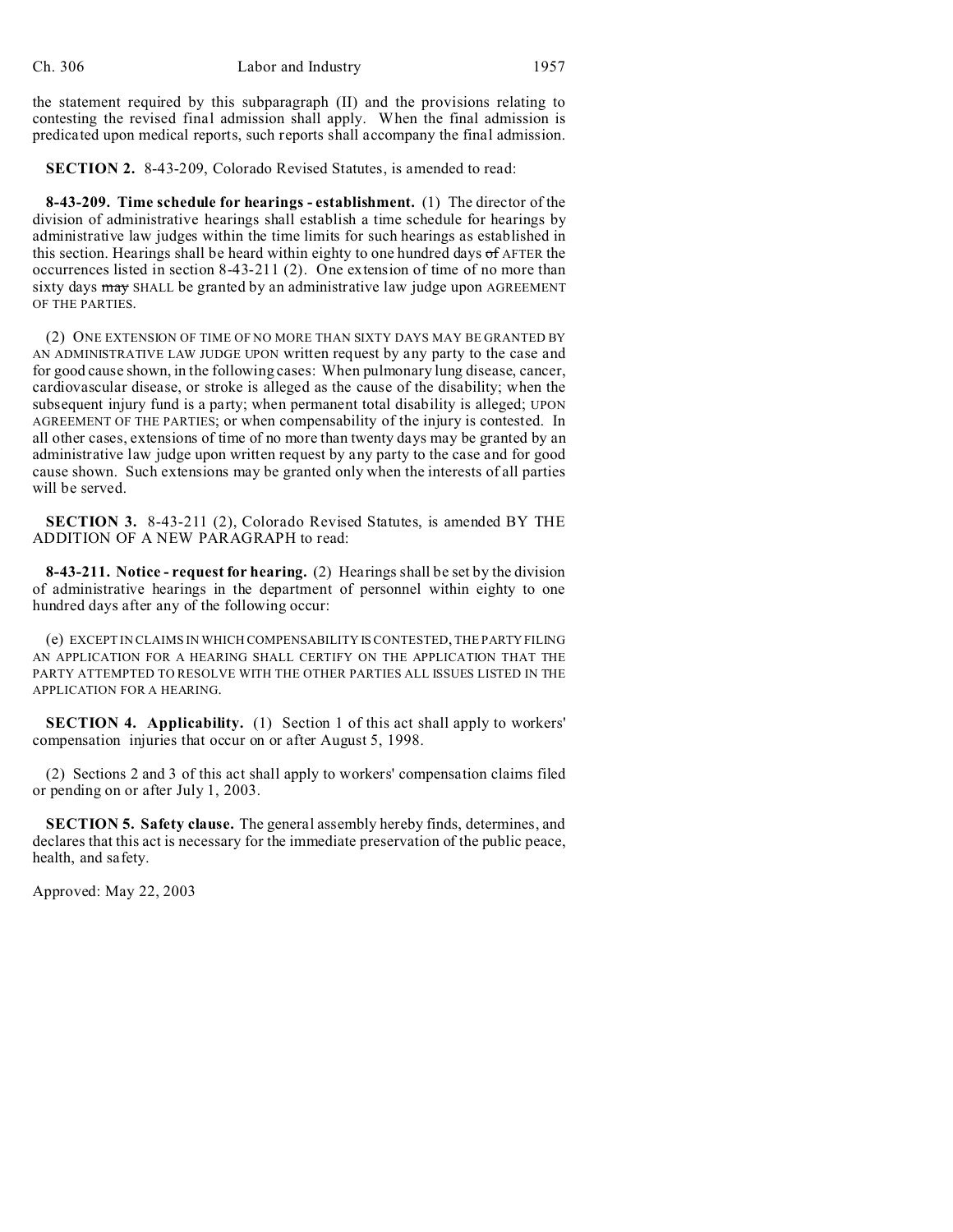the statement required by this subparagraph (II) and the provisions relating to contesting the revised final admission shall apply. When the final admission is predicated upon medical reports, such reports shall accompany the final admission.

**SECTION 2.** 8-43-209, Colorado Revised Statutes, is amended to read:

**8-43-209. Time schedule for hearings - establishment.** (1) The director of the division of administrative hearings shall establish a time schedule for hearings by administrative law judges within the time limits for such hearings as established in this section. Hearings shall be heard within eighty to one hundred days ~~of~~ AFTER the occurrences listed in section 8-43-211 (2). One extension of time of no more than sixty days ~~may~~ SHALL be granted by an administrative law judge upon AGREEMENT OF THE PARTIES.

(2) ONE EXTENSION OF TIME OF NO MORE THAN SIXTY DAYS MAY BE GRANTED BY AN ADMINISTRATIVE LAW JUDGE UPON written request by any party to the case and for good cause shown, in the following cases: When pulmonary lung disease, cancer, cardiovascular disease, or stroke is alleged as the cause of the disability; when the subsequent injury fund is a party; when permanent total disability is alleged; UPON AGREEMENT OF THE PARTIES; or when compensability of the injury is contested. In all other cases, extensions of time of no more than twenty days may be granted by an administrative law judge upon written request by any party to the case and for good cause shown. Such extensions may be granted only when the interests of all parties will be served.

**SECTION 3.** 8-43-211 (2), Colorado Revised Statutes, is amended BY THE ADDITION OF A NEW PARAGRAPH to read:

**8-43-211. Notice - request for hearing.** (2) Hearings shall be set by the division of administrative hearings in the department of personnel within eighty to one hundred days after any of the following occur:

(e) EXCEPT IN CLAIMS IN WHICH COMPENSABILITY IS CONTESTED, THE PARTY FILING AN APPLICATION FOR A HEARING SHALL CERTIFY ON THE APPLICATION THAT THE PARTY ATTEMPTED TO RESOLVE WITH THE OTHER PARTIES ALL ISSUES LISTED IN THE APPLICATION FOR A HEARING.

**SECTION 4. Applicability.** (1) Section 1 of this act shall apply to workers' compensation injuries that occur on or after August 5, 1998.

(2) Sections 2 and 3 of this act shall apply to workers' compensation claims filed or pending on or after July 1, 2003.

**SECTION 5. Safety clause.** The general assembly hereby finds, determines, and declares that this act is necessary for the immediate preservation of the public peace, health, and safety.

Approved: May 22, 2003